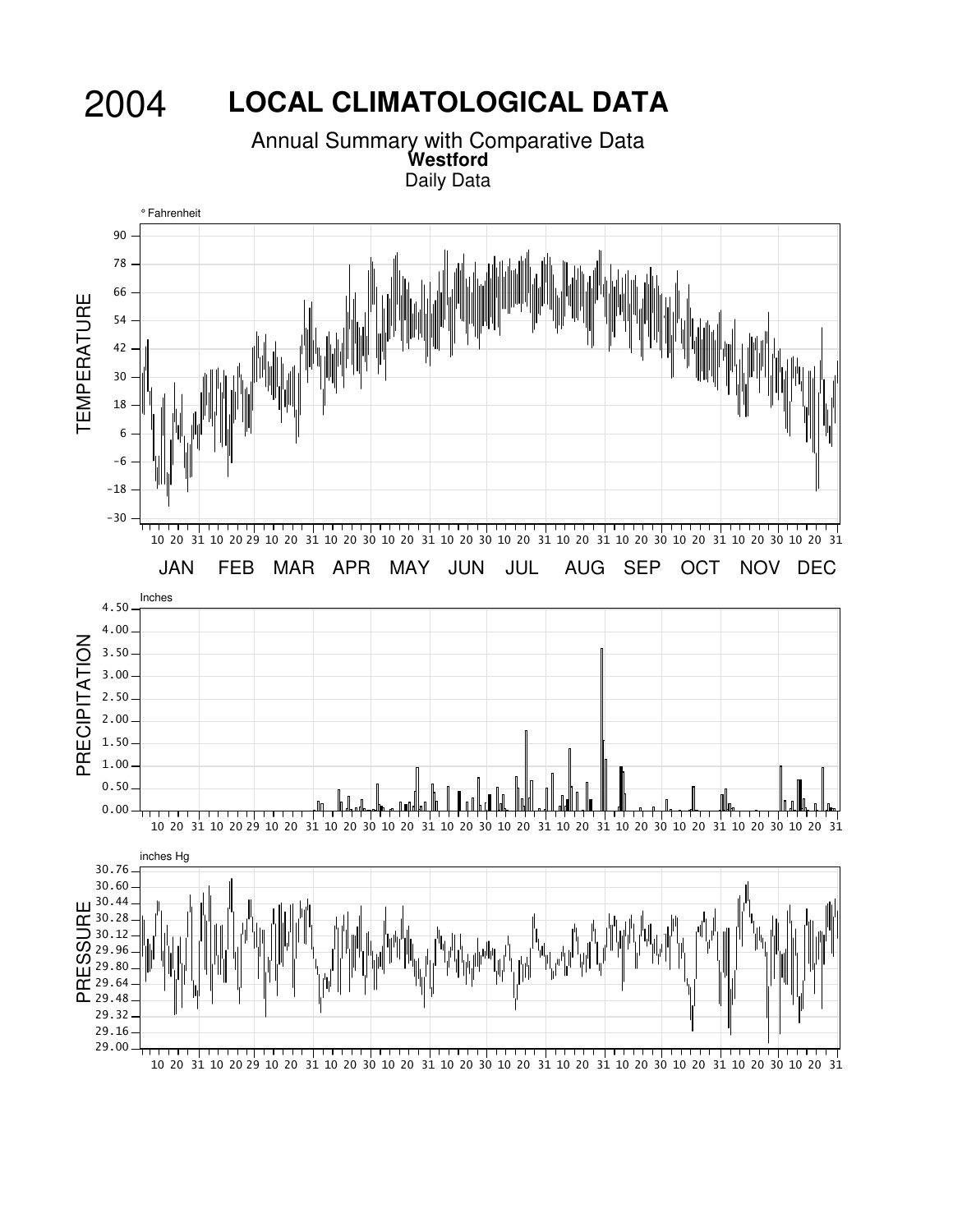# 2004 LOCAL CLIMATOLOGICAL DATA

Annual Summary with Comparative Data

**Westford**

Daily Data

° Fahrenheit

TEMPERATURE

90 78 66 54 42 30 18 6 −6 −18 −30

10 20 31 10 20 29 10 20 31 10 20 30 10 20 31 10 20 30 10 20 31 10 20 31 10 20 30 10 20 31 10 20 30 10 20 31

JAN FEB MAR APR MAY JUN JUL AUG SEP OCT NOV DEC

Inches

PRECIPITATION

4.50 4.00 3.50 3.00 2.50 2.00 1.50 1.00 0.50 0.00

10 20 31 10 20 29 10 20 31 10 20 30 10 20 31 10 20 30 10 20 31 10 20 31 10 20 30 10 20 31 10 20 30 10 20 31

inches Hg

PRESSURE

30.76 30.60 30.44 30.28 30.12 29.96 29.80 29.64 29.48 29.32 29.16 29.00

10 20 31 10 20 29 10 20 31 10 20 30 10 20 31 10 20 30 10 20 31 10 20 31 10 20 30 10 20 31 10 20 30 10 20 31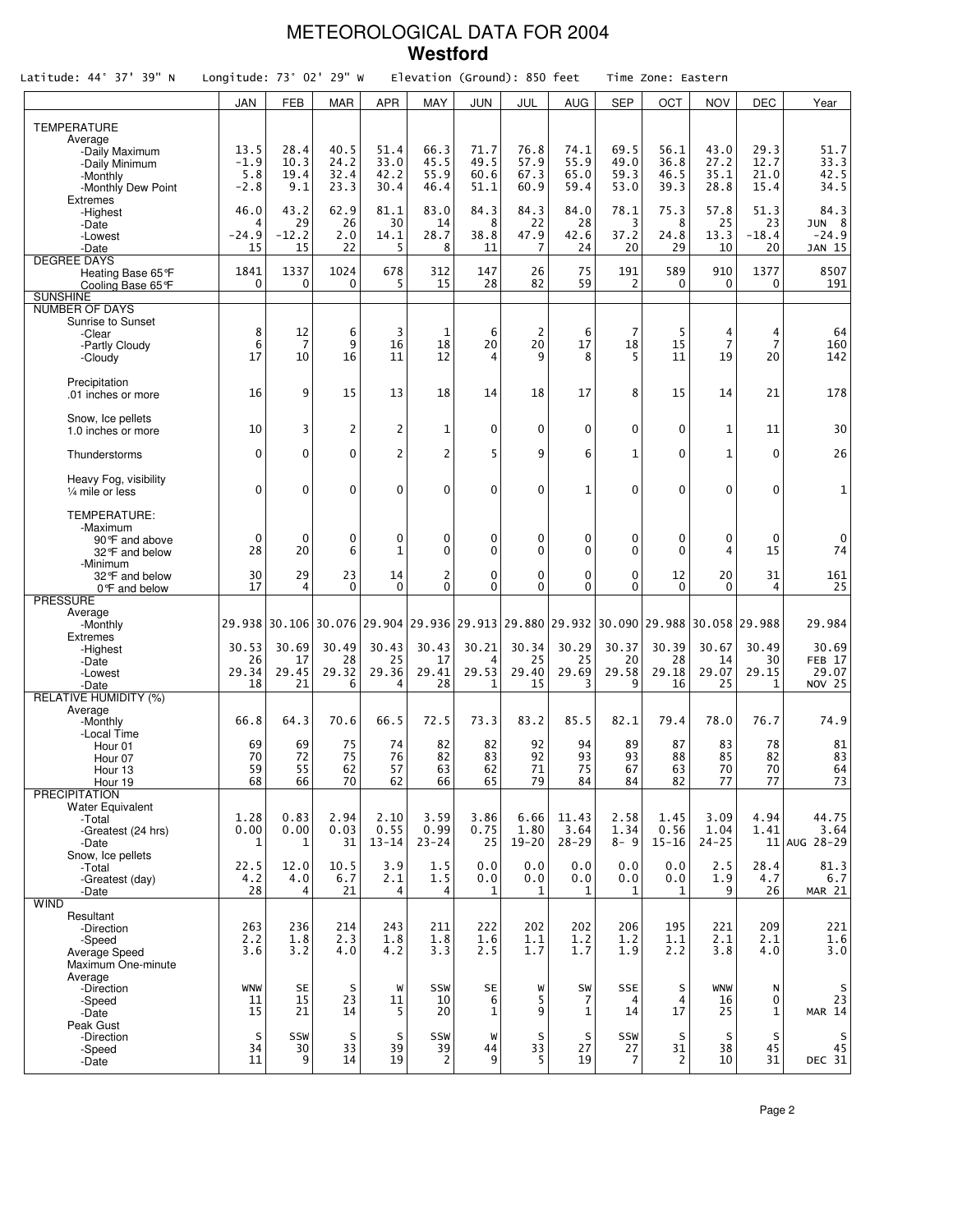# METEOROLOGICAL DATA FOR 2004
## Westford

Latitude: 44° 37' 39" N    Longitude: 73° 02' 29" W    Elevation (Ground): 850 feet    Time Zone: Eastern

| | JAN | FEB | MAR | APR | MAY | JUN | JUL | AUG | SEP | OCT | NOV | DEC | Year |
|---|---|---|---|---|---|---|---|---|---|---|---|---|---|
| **TEMPERATURE** | | | | | | | | | | | | | |
| Average | | | | | | | | | | | | | |
| -Daily Maximum | 13.5 | 28.4 | 40.5 | 51.4 | 66.3 | 71.7 | 76.8 | 74.1 | 69.5 | 56.1 | 43.0 | 29.3 | 51.7 |
| -Daily Minimum | -1.9 | 10.3 | 24.2 | 33.0 | 45.5 | 49.5 | 57.9 | 55.9 | 49.0 | 36.8 | 27.2 | 12.7 | 33.3 |
| -Monthly | 5.8 | 19.4 | 32.4 | 42.2 | 55.9 | 60.6 | 67.3 | 65.0 | 59.3 | 46.5 | 35.1 | 21.0 | 42.5 |
| -Monthly Dew Point | -2.8 | 9.1 | 23.3 | 30.4 | 46.4 | 51.1 | 60.9 | 59.4 | 53.0 | 39.3 | 28.8 | 15.4 | 34.5 |
| Extremes | | | | | | | | | | | | | |
| -Highest | 46.0 | 43.2 | 62.9 | 81.1 | 83.0 | 84.3 | 84.3 | 84.0 | 78.1 | 75.3 | 57.8 | 51.3 | 84.3 |
| -Date | 4 | 29 | 26 | 30 | 14 | 8 | 22 | 28 | 3 | 8 | 25 | 23 | JUN 8 |
| -Lowest | -24.9 | -12.2 | 2.0 | 14.1 | 28.7 | 38.8 | 47.9 | 42.6 | 37.2 | 24.8 | 13.3 | -18.4 | -24.9 |
| -Date | 15 | 15 | 22 | 5 | 8 | 11 | 7 | 24 | 20 | 29 | 10 | 20 | JAN 15 |
| **DEGREE DAYS** | | | | | | | | | | | | | |
| Heating Base 65°F | 1841 | 1337 | 1024 | 678 | 312 | 147 | 26 | 75 | 191 | 589 | 910 | 1377 | 8507 |
| Cooling Base 65°F | 0 | 0 | 0 | 5 | 15 | 28 | 82 | 59 | 2 | 0 | 0 | 0 | 191 |
| **SUNSHINE** | | | | | | | | | | | | | |
| **NUMBER OF DAYS** | | | | | | | | | | | | | |
| Sunrise to Sunset | | | | | | | | | | | | | |
| -Clear | 8 | 12 | 6 | 3 | 1 | 6 | 2 | 6 | 7 | 5 | 4 | 4 | 64 |
| -Partly Cloudy | 6 | 7 | 9 | 16 | 18 | 20 | 20 | 17 | 18 | 15 | 7 | 7 | 160 |
| -Cloudy | 17 | 10 | 16 | 11 | 12 | 4 | 9 | 8 | 5 | 11 | 19 | 20 | 142 |
| Precipitation .01 inches or more | 16 | 9 | 15 | 13 | 18 | 14 | 18 | 17 | 8 | 15 | 14 | 21 | 178 |
| Snow, Ice pellets 1.0 inches or more | 10 | 3 | 2 | 2 | 1 | 0 | 0 | 0 | 0 | 0 | 1 | 11 | 30 |
| Thunderstorms | 0 | 0 | 0 | 2 | 2 | 5 | 9 | 6 | 1 | 0 | 1 | 0 | 26 |
| Heavy Fog, visibility ¼ mile or less | 0 | 0 | 0 | 0 | 0 | 0 | 0 | 1 | 0 | 0 | 0 | 0 | 1 |
| TEMPERATURE: | | | | | | | | | | | | | |
| -Maximum | | | | | | | | | | | | | |
| 90°F and above | 0 | 0 | 0 | 0 | 0 | 0 | 0 | 0 | 0 | 0 | 0 | 0 | 0 |
| 32°F and below | 28 | 20 | 6 | 1 | 0 | 0 | 0 | 0 | 0 | 0 | 4 | 15 | 74 |
| -Minimum | | | | | | | | | | | | | |
| 32°F and below | 30 | 29 | 23 | 14 | 2 | 0 | 0 | 0 | 0 | 12 | 20 | 31 | 161 |
| 0°F and below | 17 | 4 | 0 | 0 | 0 | 0 | 0 | 0 | 0 | 0 | 0 | 4 | 25 |
| **PRESSURE** | | | | | | | | | | | | | |
| Average | | | | | | | | | | | | | |
| -Monthly | 29.938 | 30.106 | 30.076 | 29.904 | 29.936 | 29.913 | 29.880 | 29.932 | 30.090 | 29.988 | 30.058 | 29.988 | 29.984 |
| Extremes | | | | | | | | | | | | | |
| -Highest | 30.53 | 30.69 | 30.49 | 30.43 | 30.43 | 30.21 | 30.34 | 30.29 | 30.37 | 30.39 | 30.67 | 30.49 | 30.69 |
| -Date | 26 | 17 | 28 | 25 | 17 | 4 | 25 | 25 | 20 | 28 | 14 | 30 | FEB 17 |
| -Lowest | 29.34 | 29.45 | 29.32 | 29.36 | 29.41 | 29.53 | 29.40 | 29.69 | 29.58 | 29.18 | 29.07 | 29.15 | 29.07 |
| -Date | 18 | 21 | 6 | 4 | 28 | 1 | 15 | 3 | 9 | 16 | 25 | 1 | NOV 25 |
| **RELATIVE HUMIDITY (%)** | | | | | | | | | | | | | |
| Average | | | | | | | | | | | | | |
| -Monthly | 66.8 | 64.3 | 70.6 | 66.5 | 72.5 | 73.3 | 83.2 | 85.5 | 82.1 | 79.4 | 78.0 | 76.7 | 74.9 |
| -Local Time | | | | | | | | | | | | | |
| Hour 01 | 69 | 69 | 75 | 74 | 82 | 82 | 92 | 94 | 89 | 87 | 83 | 78 | 81 |
| Hour 07 | 70 | 72 | 75 | 76 | 82 | 83 | 92 | 93 | 93 | 88 | 85 | 82 | 83 |
| Hour 13 | 59 | 55 | 62 | 57 | 63 | 62 | 71 | 75 | 67 | 63 | 70 | 70 | 64 |
| Hour 19 | 68 | 66 | 70 | 62 | 66 | 65 | 79 | 84 | 84 | 82 | 77 | 77 | 73 |
| **PRECIPITATION** | | | | | | | | | | | | | |
| Water Equivalent | | | | | | | | | | | | | |
| -Total | 1.28 | 0.83 | 2.94 | 2.10 | 3.59 | 3.86 | 6.66 | 11.43 | 2.58 | 1.45 | 3.09 | 4.94 | 44.75 |
| -Greatest (24 hrs) | 0.00 | 0.00 | 0.03 | 0.55 | 0.99 | 0.75 | 1.80 | 3.64 | 1.34 | 0.56 | 1.04 | 1.41 | 3.64 |
| -Date | 1 | 1 | 31 | 13-14 | 23-24 | 25 | 19-20 | 28-29 | 8- 9 | 15-16 | 24-25 | 11 | AUG 28-29 |
| Snow, Ice pellets | | | | | | | | | | | | | |
| -Total | 22.5 | 12.0 | 10.5 | 3.9 | 1.5 | 0.0 | 0.0 | 0.0 | 0.0 | 0.0 | 2.5 | 28.4 | 81.3 |
| -Greatest (day) | 4.2 | 4.0 | 6.7 | 2.1 | 1.5 | 0.0 | 0.0 | 0.0 | 0.0 | 0.0 | 1.9 | 4.7 | 6.7 |
| -Date | 28 | 4 | 21 | 4 | 4 | 1 | 1 | 1 | 1 | 1 | 9 | 26 | MAR 21 |
| **WIND** | | | | | | | | | | | | | |
| Resultant | | | | | | | | | | | | | |
| -Direction | 263 | 236 | 214 | 243 | 211 | 222 | 202 | 202 | 206 | 195 | 221 | 209 | 221 |
| -Speed | 2.2 | 1.8 | 2.3 | 1.8 | 1.8 | 1.6 | 1.1 | 1.2 | 1.2 | 1.1 | 2.1 | 2.1 | 1.6 |
| Average Speed | 3.6 | 3.2 | 4.0 | 4.2 | 3.3 | 2.5 | 1.7 | 1.7 | 1.9 | 2.2 | 3.8 | 4.0 | 3.0 |
| Maximum One-minute Average | | | | | | | | | | | | | |
| -Direction | WNW | SE | S | W | SSW | SE | W | SW | SSE | S | WNW | N | S |
| -Speed | 11 | 15 | 23 | 11 | 10 | 6 | 5 | 7 | 4 | 4 | 16 | 0 | 23 |
| -Date | 15 | 21 | 14 | 5 | 20 | 1 | 9 | 1 | 14 | 17 | 25 | 1 | MAR 14 |
| Peak Gust | | | | | | | | | | | | | |
| -Direction | S | SSW | S | S | SSW | W | S | S | SSW | S | S | S | S |
| -Speed | 34 | 30 | 33 | 39 | 39 | 44 | 33 | 27 | 27 | 31 | 38 | 45 | 45 |
| -Date | 11 | 9 | 14 | 19 | 2 | 9 | 5 | 19 | 7 | 2 | 10 | 31 | DEC 31 |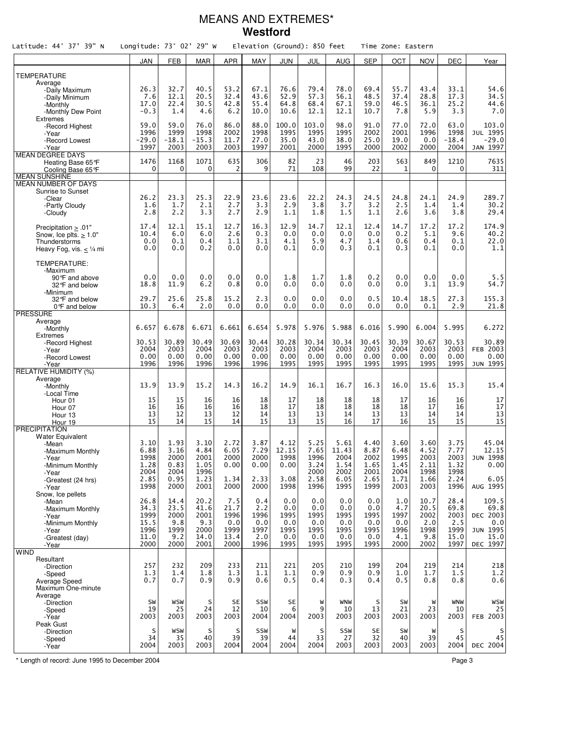# MEANS AND EXTREMES*
## Westford

Latitude: 44° 37' 39" N  Longitude: 73° 02' 29" W  Elevation (Ground): 850 feet  Time Zone: Eastern

| | JAN | FEB | MAR | APR | MAY | JUN | JUL | AUG | SEP | OCT | NOV | DEC | Year |
|---|---|---|---|---|---|---|---|---|---|---|---|---|---|
| **TEMPERATURE** | | | | | | | | | | | | | |
| Average | | | | | | | | | | | | | |
| -Daily Maximum | 26.3 | 32.7 | 40.5 | 53.2 | 67.1 | 76.6 | 79.4 | 78.0 | 69.4 | 55.7 | 43.4 | 33.1 | 54.6 |
| -Daily Minimum | 7.6 | 12.1 | 20.5 | 32.4 | 43.6 | 52.9 | 57.3 | 56.1 | 48.5 | 37.4 | 28.8 | 17.3 | 34.5 |
| -Monthly | 17.0 | 22.4 | 30.5 | 42.8 | 55.4 | 64.8 | 68.4 | 67.1 | 59.0 | 46.5 | 36.1 | 25.2 | 44.6 |
| -Monthly Dew Point | -0.3 | 1.4 | 4.6 | 6.2 | 10.0 | 10.6 | 12.1 | 12.1 | 10.7 | 7.8 | 5.9 | 3.3 | 7.0 |
| Extremes | | | | | | | | | | | | | |
| -Record Highest | 59.0 | 59.0 | 76.0 | 86.0 | 88.0 | 100.0 | 103.0 | 98.0 | 91.0 | 77.0 | 72.0 | 63.0 | 103.0 |
| -Year | 1996 | 1999 | 1998 | 2002 | 1998 | 1995 | 1995 | 1995 | 2002 | 2001 | 1996 | 1998 | JUL 1995 |
| -Record Lowest | -29.0 | -18.1 | -15.3 | 11.7 | 27.0 | 35.0 | 43.0 | 38.0 | 25.0 | 19.0 | 0.0 | -18.4 | -29.0 |
| -Year | 1997 | 2003 | 2003 | 2003 | 1997 | 2001 | 2000 | 1995 | 2000 | 2002 | 2000 | 2004 | JAN 1997 |
| **MEAN DEGREE DAYS** | | | | | | | | | | | | | |
| Heating Base 65°F | 1476 | 1168 | 1071 | 635 | 306 | 82 | 23 | 46 | 203 | 563 | 849 | 1210 | 7635 |
| Cooling Base 65°F | 0 | 0 | 0 | 2 | 9 | 71 | 108 | 99 | 22 | 1 | 0 | 0 | 311 |
| **MEAN SUNSHINE** | | | | | | | | | | | | | |
| **MEAN NUMBER OF DAYS** | | | | | | | | | | | | | |
| Sunrise to Sunset | | | | | | | | | | | | | |
| -Clear | 26.2 | 23.3 | 25.3 | 22.9 | 23.6 | 23.6 | 22.2 | 24.3 | 24.5 | 24.8 | 24.1 | 24.9 | 289.7 |
| -Partly Cloudy | 1.6 | 1.7 | 2.1 | 2.7 | 3.3 | 2.9 | 3.8 | 3.7 | 3.2 | 2.5 | 1.4 | 1.4 | 30.2 |
| -Cloudy | 2.8 | 2.2 | 3.3 | 2.7 | 2.9 | 1.1 | 1.8 | 1.5 | 1.1 | 2.6 | 3.6 | 3.8 | 29.4 |
| Precipitation ≥ .01" | 17.4 | 12.1 | 15.1 | 12.7 | 16.3 | 12.9 | 14.7 | 12.1 | 12.4 | 14.7 | 17.2 | 17.2 | 174.9 |
| Snow, Ice plts. ≥ 1.0" | 10.4 | 6.0 | 6.0 | 2.6 | 0.3 | 0.0 | 0.0 | 0.0 | 0.0 | 0.2 | 5.1 | 9.6 | 40.2 |
| Thunderstorms | 0.0 | 0.1 | 0.4 | 1.1 | 3.1 | 4.1 | 5.9 | 4.7 | 1.4 | 0.6 | 0.4 | 0.1 | 22.0 |
| Heavy Fog, vis. ≤ ¼ mi | 0.0 | 0.0 | 0.2 | 0.0 | 0.0 | 0.1 | 0.0 | 0.3 | 0.1 | 0.3 | 0.1 | 0.0 | 1.1 |
| TEMPERATURE: | | | | | | | | | | | | | |
| -Maximum | | | | | | | | | | | | | |
| 90°F and above | 0.0 | 0.0 | 0.0 | 0.0 | 0.0 | 1.8 | 1.7 | 1.8 | 0.2 | 0.0 | 0.0 | 0.0 | 5.5 |
| 32°F and below | 18.8 | 11.9 | 6.2 | 0.8 | 0.0 | 0.0 | 0.0 | 0.0 | 0.0 | 0.0 | 3.1 | 13.9 | 54.7 |
| -Minimum | | | | | | | | | | | | | |
| 32°F and below | 29.7 | 25.6 | 25.8 | 15.2 | 2.3 | 0.0 | 0.0 | 0.0 | 0.5 | 10.4 | 18.5 | 27.3 | 155.3 |
| 0°F and below | 10.3 | 6.4 | 2.0 | 0.0 | 0.0 | 0.0 | 0.0 | 0.0 | 0.0 | 0.0 | 0.1 | 2.9 | 21.8 |
| **PRESSURE** | | | | | | | | | | | | | |
| Average | | | | | | | | | | | | | |
| -Monthly | 6.657 | 6.678 | 6.671 | 6.661 | 6.654 | 5.978 | 5.976 | 5.988 | 6.016 | 5.990 | 6.004 | 5.995 | 6.272 |
| Extremes | | | | | | | | | | | | | |
| -Record Highest | 30.53 | 30.89 | 30.49 | 30.69 | 30.44 | 30.28 | 30.34 | 30.34 | 30.45 | 30.39 | 30.67 | 30.53 | 30.89 |
| -Year | 2004 | 2003 | 2004 | 2003 | 2003 | 2003 | 2004 | 2003 | 2003 | 2004 | 2003 | 2003 | FEB 2003 |
| -Record Lowest | 0.00 | 0.00 | 0.00 | 0.00 | 0.00 | 0.00 | 0.00 | 0.00 | 0.00 | 0.00 | 0.00 | 0.00 | 0.00 |
| -Year | 1996 | 1996 | 1996 | 1996 | 1996 | 1995 | 1995 | 1995 | 1995 | 1995 | 1995 | 1995 | JUN 1995 |
| **RELATIVE HUMIDITY (%)** | | | | | | | | | | | | | |
| Average | | | | | | | | | | | | | |
| -Monthly | 13.9 | 13.9 | 15.2 | 14.3 | 16.2 | 14.9 | 16.1 | 16.7 | 16.3 | 16.0 | 15.6 | 15.3 | 15.4 |
| -Local Time | | | | | | | | | | | | | |
| Hour 01 | 15 | 15 | 16 | 16 | 18 | 17 | 18 | 18 | 18 | 17 | 16 | 16 | 17 |
| Hour 07 | 16 | 16 | 16 | 16 | 18 | 17 | 18 | 18 | 18 | 18 | 17 | 16 | 17 |
| Hour 13 | 13 | 12 | 13 | 12 | 14 | 13 | 13 | 14 | 13 | 13 | 14 | 14 | 13 |
| Hour 19 | 15 | 14 | 15 | 14 | 15 | 13 | 15 | 16 | 17 | 16 | 15 | 15 | 15 |
| **PRECIPITATION** | | | | | | | | | | | | | |
| Water Equivalent | | | | | | | | | | | | | |
| -Mean | 3.10 | 1.93 | 3.10 | 2.72 | 3.87 | 4.12 | 5.25 | 5.61 | 4.40 | 3.60 | 3.60 | 3.75 | 45.04 |
| -Maximum Monthly | 6.88 | 3.16 | 4.84 | 6.05 | 7.29 | 12.15 | 7.65 | 11.43 | 8.87 | 6.48 | 4.52 | 7.77 | 12.15 |
| -Year | 1998 | 2000 | 2001 | 2000 | 2000 | 1998 | 1996 | 2004 | 2002 | 1995 | 2003 | 2003 | JUN 1998 |
| -Minimum Monthly | 1.28 | 0.83 | 1.05 | 0.00 | 0.00 | 0.00 | 3.24 | 1.54 | 1.65 | 1.45 | 2.11 | 1.32 | 0.00 |
| -Year | 2004 | 2004 | 1996 | | | | 2000 | 2002 | 2001 | 2004 | 1998 | 1998 | |
| -Greatest (24 hrs) | 2.85 | 0.95 | 1.23 | 1.34 | 2.33 | 3.08 | 2.58 | 6.05 | 2.65 | 1.71 | 1.66 | 2.24 | 6.05 |
| -Year | 1998 | 2000 | 2001 | 2000 | 2000 | 1998 | 1996 | 1995 | 1999 | 2003 | 2003 | 1996 | AUG 1995 |
| Snow, Ice pellets | | | | | | | | | | | | | |
| -Mean | 26.8 | 14.4 | 20.2 | 7.5 | 0.4 | 0.0 | 0.0 | 0.0 | 0.0 | 1.0 | 10.7 | 28.4 | 109.5 |
| -Maximum Monthly | 34.3 | 23.5 | 41.6 | 21.7 | 2.2 | 0.0 | 0.0 | 0.0 | 0.0 | 4.7 | 20.5 | 69.8 | 69.8 |
| -Year | 1999 | 2000 | 2001 | 1996 | 1996 | 1995 | 1995 | 1995 | 1995 | 1997 | 2002 | 2003 | DEC 2003 |
| -Minimum Monthly | 15.5 | 9.8 | 9.3 | 0.0 | 0.0 | 0.0 | 0.0 | 0.0 | 0.0 | 0.0 | 2.0 | 2.5 | 0.0 |
| -Year | 1996 | 1999 | 2000 | 1999 | 1997 | 1995 | 1995 | 1995 | 1995 | 1996 | 1998 | 1999 | JUN 1995 |
| -Greatest (day) | 11.0 | 9.2 | 14.0 | 13.4 | 2.0 | 0.0 | 0.0 | 0.0 | 0.0 | 4.1 | 9.8 | 15.0 | 15.0 |
| -Year | 2000 | 2000 | 2001 | 2000 | 1996 | 1995 | 1995 | 1995 | 1995 | 2000 | 2002 | 1997 | DEC 1997 |
| **WIND** | | | | | | | | | | | | | |
| Resultant | | | | | | | | | | | | | |
| -Direction | 257 | 232 | 209 | 233 | 211 | 221 | 205 | 210 | 199 | 204 | 219 | 214 | 218 |
| -Speed | 1.3 | 1.4 | 1.8 | 1.3 | 1.1 | 1.1 | 0.9 | 0.9 | 0.9 | 1.0 | 1.7 | 1.5 | 1.2 |
| Average Speed | 0.7 | 0.7 | 0.9 | 0.9 | 0.6 | 0.5 | 0.4 | 0.3 | 0.4 | 0.5 | 0.8 | 0.8 | 0.6 |
| Maximum One-minute | | | | | | | | | | | | | |
| Average | | | | | | | | | | | | | |
| -Direction | SW | WSW | S | SE | SSW | SE | W | WNW | S | SW | W | WNW | WSW |
| -Speed | 19 | 25 | 24 | 12 | 10 | 6 | 9 | 10 | 13 | 21 | 23 | 10 | 25 |
| -Year | 2003 | 2003 | 2003 | 2003 | 2004 | 2004 | 2003 | 2003 | 2003 | 2003 | 2003 | 2003 | FEB 2003 |
| Peak Gust | | | | | | | | | | | | | |
| -Direction | S | WSW | S | S | SSW | W | S | SSW | SE | SW | W | S | S |
| -Speed | 34 | 35 | 40 | 39 | 39 | 44 | 33 | 27 | 32 | 40 | 39 | 45 | 45 |
| -Year | 2004 | 2003 | 2003 | 2004 | 2004 | 2004 | 2004 | 2003 | 2003 | 2003 | 2003 | 2004 | DEC 2004 |

\* Length of record: June 1995 to December 2004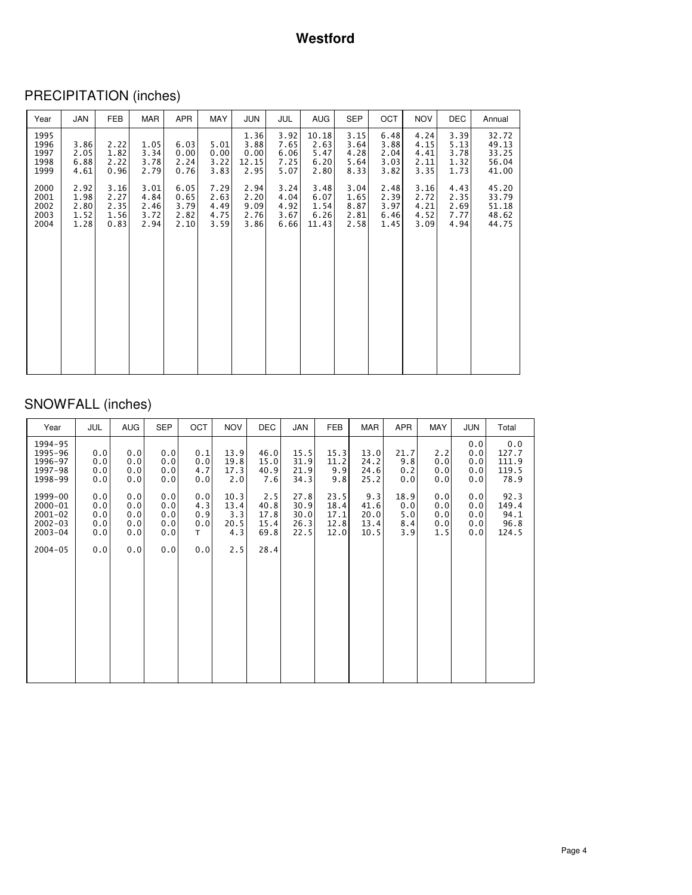# Westford

## PRECIPITATION (inches)

| Year | JAN | FEB | MAR | APR | MAY | JUN | JUL | AUG | SEP | OCT | NOV | DEC | Annual |
|---|---|---|---|---|---|---|---|---|---|---|---|---|---|
| 1995 | | | | | | 1.36 | 3.92 | 10.18 | 3.15 | 6.48 | 4.24 | 3.39 | 32.72 |
| 1996 | 3.86 | 2.22 | 1.05 | 6.03 | 5.01 | 3.88 | 7.65 | 2.63 | 3.64 | 3.88 | 4.15 | 5.13 | 49.13 |
| 1997 | 2.05 | 1.82 | 3.34 | 0.00 | 0.00 | 0.00 | 6.06 | 5.47 | 4.28 | 2.04 | 4.41 | 3.78 | 33.25 |
| 1998 | 6.88 | 2.22 | 3.78 | 2.24 | 3.22 | 12.15 | 7.25 | 6.20 | 5.64 | 3.03 | 2.11 | 1.32 | 56.04 |
| 1999 | 4.61 | 0.96 | 2.79 | 0.76 | 3.83 | 2.95 | 5.07 | 2.80 | 8.33 | 3.82 | 3.35 | 1.73 | 41.00 |
| 2000 | 2.92 | 3.16 | 3.01 | 6.05 | 7.29 | 2.94 | 3.24 | 3.48 | 3.04 | 2.48 | 3.16 | 4.43 | 45.20 |
| 2001 | 1.98 | 2.27 | 4.84 | 0.65 | 2.63 | 2.20 | 4.04 | 6.07 | 1.65 | 2.39 | 2.72 | 2.35 | 33.79 |
| 2002 | 2.80 | 2.35 | 2.46 | 3.79 | 4.49 | 9.09 | 4.92 | 1.54 | 8.87 | 3.97 | 4.21 | 2.69 | 51.18 |
| 2003 | 1.52 | 1.56 | 3.72 | 2.82 | 4.75 | 2.76 | 3.67 | 6.26 | 2.81 | 6.46 | 4.52 | 7.77 | 48.62 |
| 2004 | 1.28 | 0.83 | 2.94 | 2.10 | 3.59 | 3.86 | 6.66 | 11.43 | 2.58 | 1.45 | 3.09 | 4.94 | 44.75 |

## SNOWFALL (inches)

| Year | JUL | AUG | SEP | OCT | NOV | DEC | JAN | FEB | MAR | APR | MAY | JUN | Total |
|---|---|---|---|---|---|---|---|---|---|---|---|---|---|
| 1994-95 | | | | | | | | | | | | 0.0 | 0.0 |
| 1995-96 | 0.0 | 0.0 | 0.0 | 0.1 | 13.9 | 46.0 | 15.5 | 15.3 | 13.0 | 21.7 | 2.2 | 0.0 | 127.7 |
| 1996-97 | 0.0 | 0.0 | 0.0 | 0.0 | 19.8 | 15.0 | 31.9 | 11.2 | 24.2 | 9.8 | 0.0 | 0.0 | 111.9 |
| 1997-98 | 0.0 | 0.0 | 0.0 | 4.7 | 17.3 | 40.9 | 21.9 | 9.9 | 24.6 | 0.2 | 0.0 | 0.0 | 119.5 |
| 1998-99 | 0.0 | 0.0 | 0.0 | 0.0 | 2.0 | 7.6 | 34.3 | 9.8 | 25.2 | 0.0 | 0.0 | 0.0 | 78.9 |
| 1999-00 | 0.0 | 0.0 | 0.0 | 0.0 | 10.3 | 2.5 | 27.8 | 23.5 | 9.3 | 18.9 | 0.0 | 0.0 | 92.3 |
| 2000-01 | 0.0 | 0.0 | 0.0 | 4.3 | 13.4 | 40.8 | 30.9 | 18.4 | 41.6 | 0.0 | 0.0 | 0.0 | 149.4 |
| 2001-02 | 0.0 | 0.0 | 0.0 | 0.9 | 3.3 | 17.8 | 30.0 | 17.1 | 20.0 | 5.0 | 0.0 | 0.0 | 94.1 |
| 2002-03 | 0.0 | 0.0 | 0.0 | 0.0 | 20.5 | 15.4 | 26.3 | 12.8 | 13.4 | 8.4 | 0.0 | 0.0 | 96.8 |
| 2003-04 | 0.0 | 0.0 | 0.0 | T | 4.3 | 69.8 | 22.5 | 12.0 | 10.5 | 3.9 | 1.5 | 0.0 | 124.5 |
| 2004-05 | 0.0 | 0.0 | 0.0 | 0.0 | 2.5 | 28.4 | | | | | | | |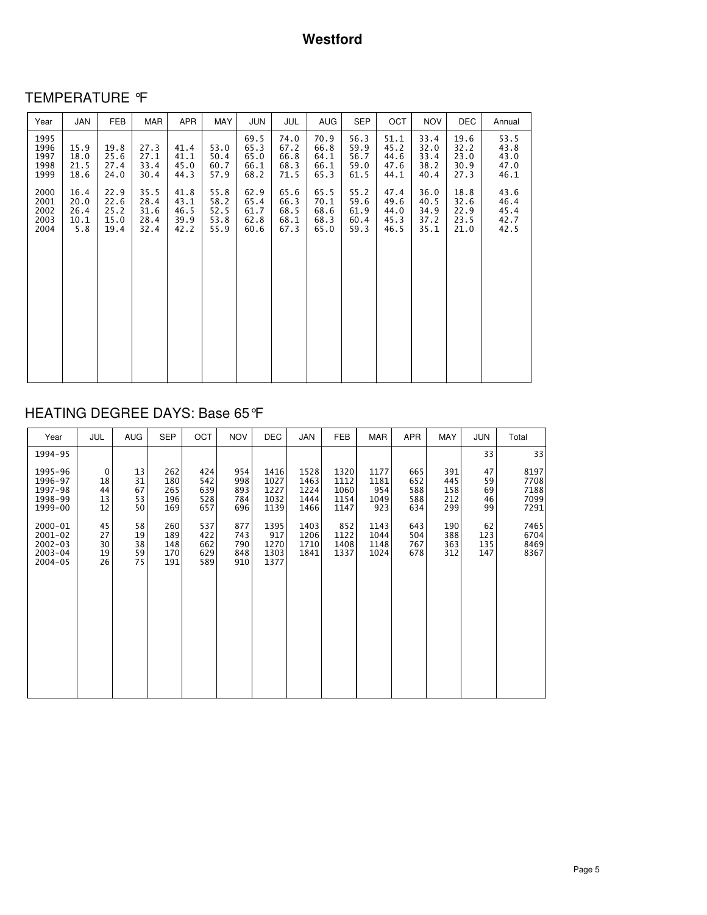# Westford

## TEMPERATURE °F

| Year | JAN | FEB | MAR | APR | MAY | JUN | JUL | AUG | SEP | OCT | NOV | DEC | Annual |
|---|---|---|---|---|---|---|---|---|---|---|---|---|---|
| 1995 | | | | | | 69.5 | 74.0 | 70.9 | 56.3 | 51.1 | 33.4 | 19.6 | 53.5 |
| 1996 | 15.9 | 19.8 | 27.3 | 41.4 | 53.0 | 65.3 | 67.2 | 66.8 | 59.9 | 45.2 | 32.0 | 32.2 | 43.8 |
| 1997 | 18.0 | 25.6 | 27.1 | 41.1 | 50.4 | 65.0 | 66.8 | 64.1 | 56.7 | 44.6 | 33.4 | 23.0 | 43.0 |
| 1998 | 21.5 | 27.4 | 33.4 | 45.0 | 60.7 | 66.1 | 68.3 | 66.1 | 59.0 | 47.6 | 38.2 | 30.9 | 47.0 |
| 1999 | 18.6 | 24.0 | 30.4 | 44.3 | 57.9 | 68.2 | 71.5 | 65.3 | 61.5 | 44.1 | 40.4 | 27.3 | 46.1 |
| 2000 | 16.4 | 22.9 | 35.5 | 41.8 | 55.8 | 62.9 | 65.6 | 65.5 | 55.2 | 47.4 | 36.0 | 18.8 | 43.6 |
| 2001 | 20.0 | 22.6 | 28.4 | 43.1 | 58.2 | 65.4 | 66.3 | 70.1 | 59.6 | 49.6 | 40.5 | 32.6 | 46.4 |
| 2002 | 26.4 | 25.2 | 31.6 | 46.5 | 52.5 | 61.7 | 68.5 | 68.6 | 61.9 | 44.0 | 34.9 | 22.9 | 45.4 |
| 2003 | 10.1 | 15.0 | 28.4 | 39.9 | 53.8 | 62.8 | 68.1 | 68.3 | 60.4 | 45.3 | 37.2 | 23.5 | 42.7 |
| 2004 | 5.8 | 19.4 | 32.4 | 42.2 | 55.9 | 60.6 | 67.3 | 65.0 | 59.3 | 46.5 | 35.1 | 21.0 | 42.5 |

## HEATING DEGREE DAYS: Base 65°F

| Year | JUL | AUG | SEP | OCT | NOV | DEC | JAN | FEB | MAR | APR | MAY | JUN | Total |
|---|---|---|---|---|---|---|---|---|---|---|---|---|---|
| 1994-95 | | | | | | | | | | | | 33 | 33 |
| 1995-96 | 0 | 13 | 262 | 424 | 954 | 1416 | 1528 | 1320 | 1177 | 665 | 391 | 47 | 8197 |
| 1996-97 | 18 | 31 | 180 | 542 | 998 | 1027 | 1463 | 1112 | 1181 | 652 | 445 | 59 | 7708 |
| 1997-98 | 44 | 67 | 265 | 639 | 893 | 1227 | 1224 | 1060 | 954 | 588 | 158 | 69 | 7188 |
| 1998-99 | 13 | 53 | 196 | 528 | 784 | 1032 | 1444 | 1154 | 1049 | 588 | 212 | 46 | 7099 |
| 1999-00 | 12 | 50 | 169 | 657 | 696 | 1139 | 1466 | 1147 | 923 | 634 | 299 | 99 | 7291 |
| 2000-01 | 45 | 58 | 260 | 537 | 877 | 1395 | 1403 | 852 | 1143 | 643 | 190 | 62 | 7465 |
| 2001-02 | 27 | 19 | 189 | 422 | 743 | 917 | 1206 | 1122 | 1044 | 504 | 388 | 123 | 6704 |
| 2002-03 | 30 | 38 | 148 | 662 | 790 | 1270 | 1710 | 1408 | 1148 | 767 | 363 | 135 | 8469 |
| 2003-04 | 19 | 59 | 170 | 629 | 848 | 1303 | 1841 | 1337 | 1024 | 678 | 312 | 147 | 8367 |
| 2004-05 | 26 | 75 | 191 | 589 | 910 | 1377 | | | | | | | |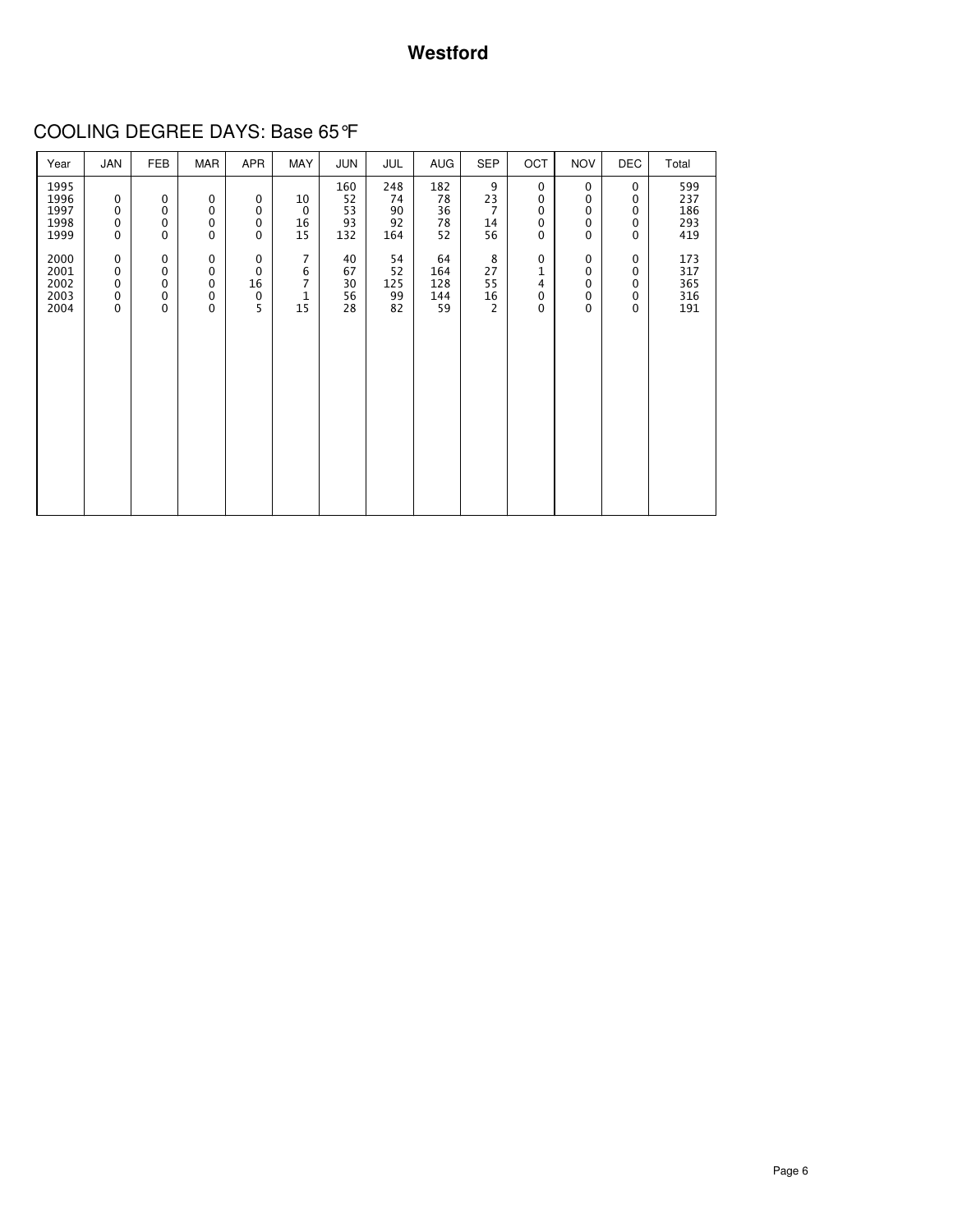## Westford

### COOLING DEGREE DAYS: Base 65°F

| Year | JAN | FEB | MAR | APR | MAY | JUN | JUL | AUG | SEP | OCT | NOV | DEC | Total |
|---|---|---|---|---|---|---|---|---|---|---|---|---|---|
| 1995 | | | | | | 160 | 248 | 182 | 9 | 0 | 0 | 0 | 599 |
| 1996 | 0 | 0 | 0 | 0 | 10 | 52 | 74 | 78 | 23 | 0 | 0 | 0 | 237 |
| 1997 | 0 | 0 | 0 | 0 | 0 | 53 | 90 | 36 | 7 | 0 | 0 | 0 | 186 |
| 1998 | 0 | 0 | 0 | 0 | 16 | 93 | 92 | 78 | 14 | 0 | 0 | 0 | 293 |
| 1999 | 0 | 0 | 0 | 0 | 15 | 132 | 164 | 52 | 56 | 0 | 0 | 0 | 419 |
| 2000 | 0 | 0 | 0 | 0 | 7 | 40 | 54 | 64 | 8 | 0 | 0 | 0 | 173 |
| 2001 | 0 | 0 | 0 | 0 | 6 | 67 | 52 | 164 | 27 | 1 | 0 | 0 | 317 |
| 2002 | 0 | 0 | 0 | 16 | 7 | 30 | 125 | 128 | 55 | 4 | 0 | 0 | 365 |
| 2003 | 0 | 0 | 0 | 0 | 1 | 56 | 99 | 144 | 16 | 0 | 0 | 0 | 316 |
| 2004 | 0 | 0 | 0 | 5 | 15 | 28 | 82 | 59 | 2 | 0 | 0 | 0 | 191 |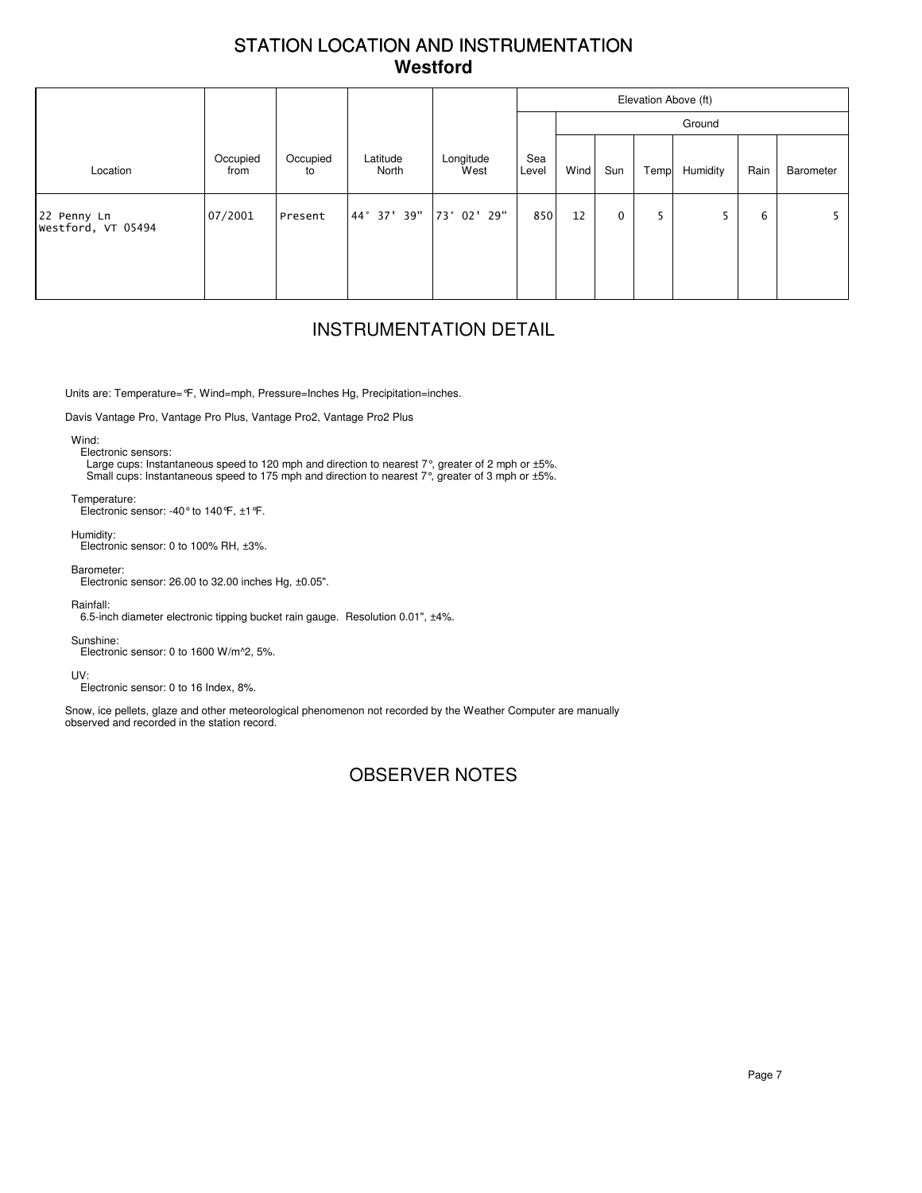# STATION LOCATION AND INSTRUMENTATION
## Westford

| Location | Occupied from | Occupied to | Latitude North | Longitude West | Elevation Above (ft) | | | | | | |
|---|---|---|---|---|---|---|---|---|---|---|---|
| | | | | | | Ground | | | | | |
| | | | | | Sea Level | Wind | Sun | Temp | Humidity | Rain | Barometer |
| 22 Penny Ln Westford, VT 05494 | 07/2001 | Present | 44° 37' 39" | 73° 02' 29" | 850 | 12 | 0 | 5 | 5 | 6 | 5 |

## INSTRUMENTATION DETAIL

Units are: Temperature=°F, Wind=mph, Pressure=Inches Hg, Precipitation=inches.

Davis Vantage Pro, Vantage Pro Plus, Vantage Pro2, Vantage Pro2 Plus

Wind:
Electronic sensors:
Large cups: Instantaneous speed to 120 mph and direction to nearest 7°, greater of 2 mph or ±5%.
Small cups: Instantaneous speed to 175 mph and direction to nearest 7°, greater of 3 mph or ±5%.

Temperature:
Electronic sensor: -40° to 140°F, ±1°F.

Humidity:
Electronic sensor: 0 to 100% RH, ±3%.

Barometer:
Electronic sensor: 26.00 to 32.00 inches Hg, ±0.05".

Rainfall:
6.5-inch diameter electronic tipping bucket rain gauge. Resolution 0.01", ±4%.

Sunshine:
Electronic sensor: 0 to 1600 W/m^2, 5%.

UV:
Electronic sensor: 0 to 16 Index, 8%.

Snow, ice pellets, glaze and other meteorological phenomenon not recorded by the Weather Computer are manually observed and recorded in the station record.

## OBSERVER NOTES